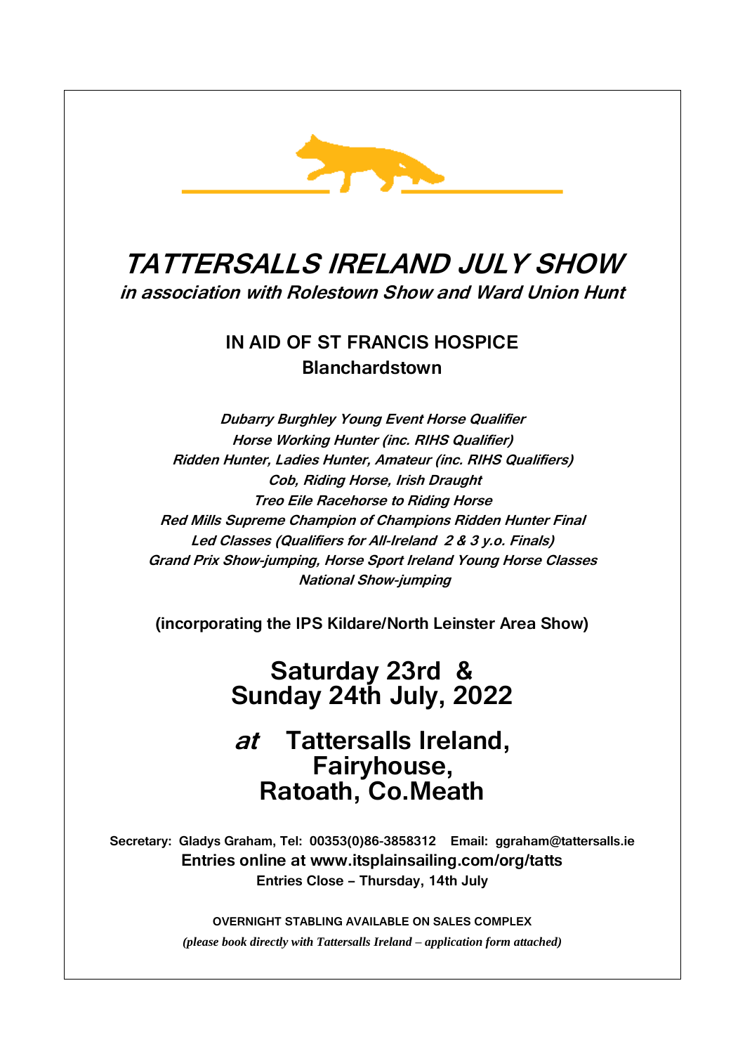# *TATTERSALLS IRELAND JULY SHOW*

***in association with Rolestown Show and Ward Union Hunt***

## IN AID OF ST FRANCIS HOSPICE
### Blanchardstown

***Dubarry Burghley Young Event Horse Qualifier***
***Horse Working Hunter (inc. RIHS Qualifier)***
***Ridden Hunter, Ladies Hunter, Amateur (inc. RIHS Qualifiers)***
***Cob, Riding Horse, Irish Draught***
***Treo Eile Racehorse to Riding Horse***
***Red Mills Supreme Champion of Champions Ridden Hunter Final***
***Led Classes (Qualifiers for All-Ireland 2 & 3 y.o. Finals)***
***Grand Prix Show-jumping, Horse Sport Ireland Young Horse Classes***
***National Show-jumping***

**(incorporating the IPS Kildare/North Leinster Area Show)**

## Saturday 23rd & Sunday 24th July, 2022

## *at* Tattersalls Ireland, Fairyhouse, Ratoath, Co.Meath

**Secretary: Gladys Graham, Tel: 00353(0)86-3858312 Email: ggraham@tattersalls.ie**

**Entries online at www.itsplainsailing.com/org/tatts**

**Entries Close – Thursday, 14th July**

**OVERNIGHT STABLING AVAILABLE ON SALES COMPLEX**

***(please book directly with Tattersalls Ireland – application form attached)***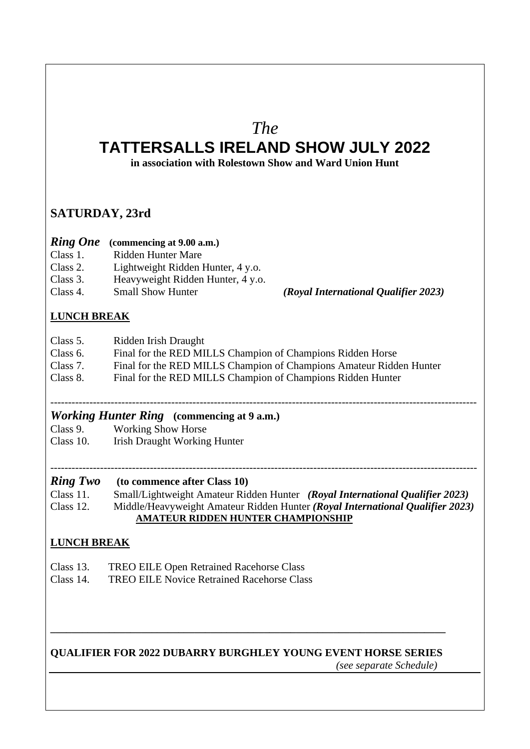*The*

# TATTERSALLS IRELAND SHOW JULY 2022

**in association with Rolestown Show and Ward Union Hunt**

## SATURDAY, 23rd

***Ring One*** **(commencing at 9.00 a.m.)**

Class 1. Ridden Hunter Mare
Class 2. Lightweight Ridden Hunter, 4 y.o.
Class 3. Heavyweight Ridden Hunter, 4 y.o.
Class 4. Small Show Hunter ***(Royal International Qualifier 2023)***

**LUNCH BREAK**

Class 5. Ridden Irish Draught
Class 6. Final for the RED MILLS Champion of Champions Ridden Horse
Class 7. Final for the RED MILLS Champion of Champions Amateur Ridden Hunter
Class 8. Final for the RED MILLS Champion of Champions Ridden Hunter

---

***Working Hunter Ring*** **(commencing at 9 a.m.)**

Class 9. Working Show Horse
Class 10. Irish Draught Working Hunter

---

***Ring Two*** **(to commence after Class 10)**

Class 11. Small/Lightweight Amateur Ridden Hunter ***(Royal International Qualifier 2023)***
Class 12. Middle/Heavyweight Amateur Ridden Hunter ***(Royal International Qualifier 2023)***

**AMATEUR RIDDEN HUNTER CHAMPIONSHIP**

**LUNCH BREAK**

Class 13. TREO EILE Open Retrained Racehorse Class
Class 14. TREO EILE Novice Retrained Racehorse Class

---

**QUALIFIER FOR 2022 DUBARRY BURGHLEY YOUNG EVENT HORSE SERIES**

*(see separate Schedule)*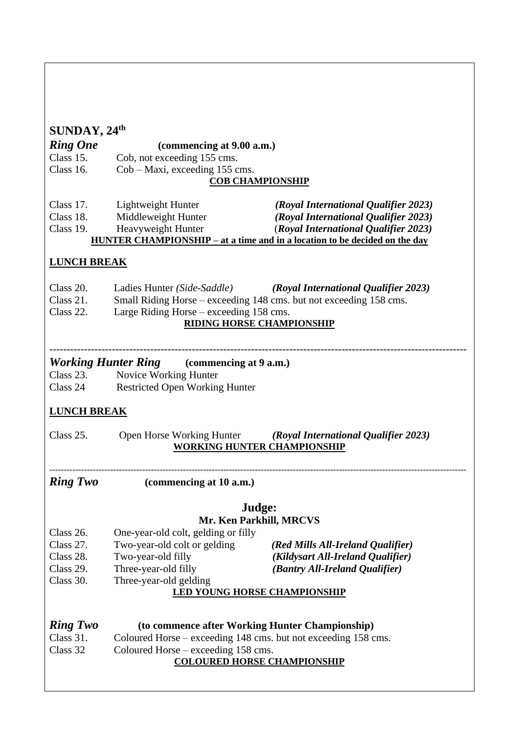## SUNDAY, 24th

***Ring One*** **(commencing at 9.00 a.m.)**

Class 15. Cob, not exceeding 155 cms.
Class 16. Cob – Maxi, exceeding 155 cms.

**COB CHAMPIONSHIP**

Class 17. Lightweight Hunter ***(Royal International Qualifier 2023)***
Class 18. Middleweight Hunter ***(Royal International Qualifier 2023)***
Class 19. Heavyweight Hunter (***Royal International Qualifier 2023)***

**HUNTER CHAMPIONSHIP – at a time and in a location to be decided on the day**

**LUNCH BREAK**

Class 20. Ladies Hunter *(Side-Saddle)* ***(Royal International Qualifier 2023)***
Class 21. Small Riding Horse – exceeding 148 cms. but not exceeding 158 cms.
Class 22. Large Riding Horse – exceeding 158 cms.

**RIDING HORSE CHAMPIONSHIP**

---

***Working Hunter Ring*** **(commencing at 9 a.m.)**

Class 23. Novice Working Hunter
Class 24 Restricted Open Working Hunter

**LUNCH BREAK**

Class 25. Open Horse Working Hunter ***(Royal International Qualifier 2023)***

**WORKING HUNTER CHAMPIONSHIP**

---

***Ring Two*** **(commencing at 10 a.m.)**

**Judge:**
**Mr. Ken Parkhill, MRCVS**

Class 26. One-year-old colt, gelding or filly
Class 27. Two-year-old colt or gelding ***(Red Mills All-Ireland Qualifier)***
Class 28. Two-year-old filly ***(Kildysart All-Ireland Qualifier)***
Class 29. Three-year-old filly ***(Bantry All-Ireland Qualifier)***
Class 30. Three-year-old gelding

**LED YOUNG HORSE CHAMPIONSHIP**

***Ring Two*** **(to commence after Working Hunter Championship)**

Class 31. Coloured Horse – exceeding 148 cms. but not exceeding 158 cms.
Class 32 Coloured Horse – exceeding 158 cms.

**COLOURED HORSE CHAMPIONSHIP**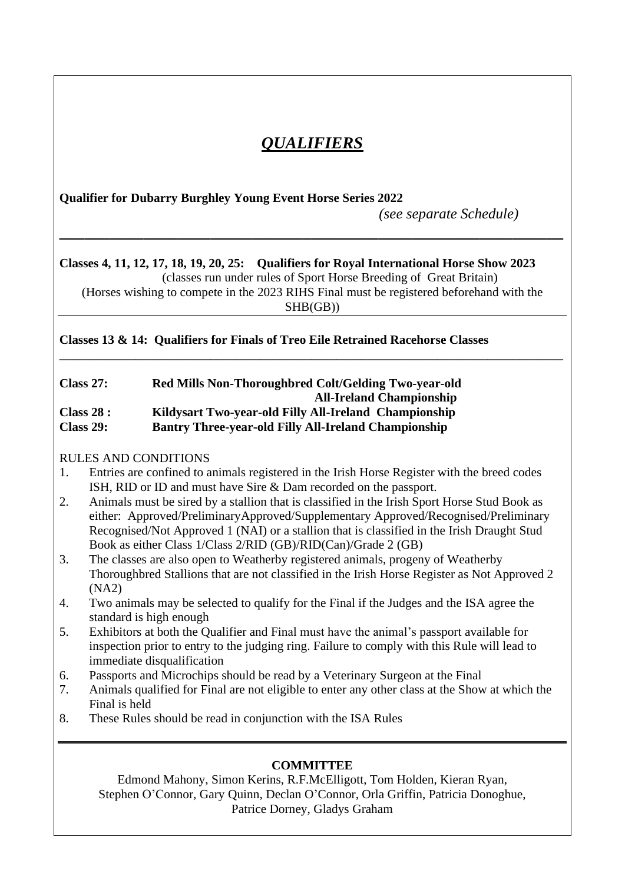# *QUALIFIERS*

**Qualifier for Dubarry Burghley Young Event Horse Series 2022**

*(see separate Schedule)*

---

**Classes 4, 11, 12, 17, 18, 19, 20, 25: Qualifiers for Royal International Horse Show 2023**

(classes run under rules of Sport Horse Breeding of Great Britain)

(Horses wishing to compete in the 2023 RIHS Final must be registered beforehand with the SHB(GB))

---

**Classes 13 & 14: Qualifiers for Finals of Treo Eile Retrained Racehorse Classes**

---

**Class 27:** **Red Mills Non-Thoroughbred Colt/Gelding Two-year-old All-Ireland Championship**

**Class 28 :** **Kildysart Two-year-old Filly All-Ireland Championship**

**Class 29:** **Bantry Three-year-old Filly All-Ireland Championship**

RULES AND CONDITIONS

1. Entries are confined to animals registered in the Irish Horse Register with the breed codes ISH, RID or ID and must have Sire & Dam recorded on the passport.
2. Animals must be sired by a stallion that is classified in the Irish Sport Horse Stud Book as either: Approved/PreliminaryApproved/Supplementary Approved/Recognised/Preliminary Recognised/Not Approved 1 (NAI) or a stallion that is classified in the Irish Draught Stud Book as either Class 1/Class 2/RID (GB)/RID(Can)/Grade 2 (GB)
3. The classes are also open to Weatherby registered animals, progeny of Weatherby Thoroughbred Stallions that are not classified in the Irish Horse Register as Not Approved 2 (NA2)
4. Two animals may be selected to qualify for the Final if the Judges and the ISA agree the standard is high enough
5. Exhibitors at both the Qualifier and Final must have the animal's passport available for inspection prior to entry to the judging ring. Failure to comply with this Rule will lead to immediate disqualification
6. Passports and Microchips should be read by a Veterinary Surgeon at the Final
7. Animals qualified for Final are not eligible to enter any other class at the Show at which the Final is held
8. These Rules should be read in conjunction with the ISA Rules

---

**COMMITTEE**

Edmond Mahony, Simon Kerins, R.F.McElligott, Tom Holden, Kieran Ryan, Stephen O'Connor, Gary Quinn, Declan O'Connor, Orla Griffin, Patricia Donoghue, Patrice Dorney, Gladys Graham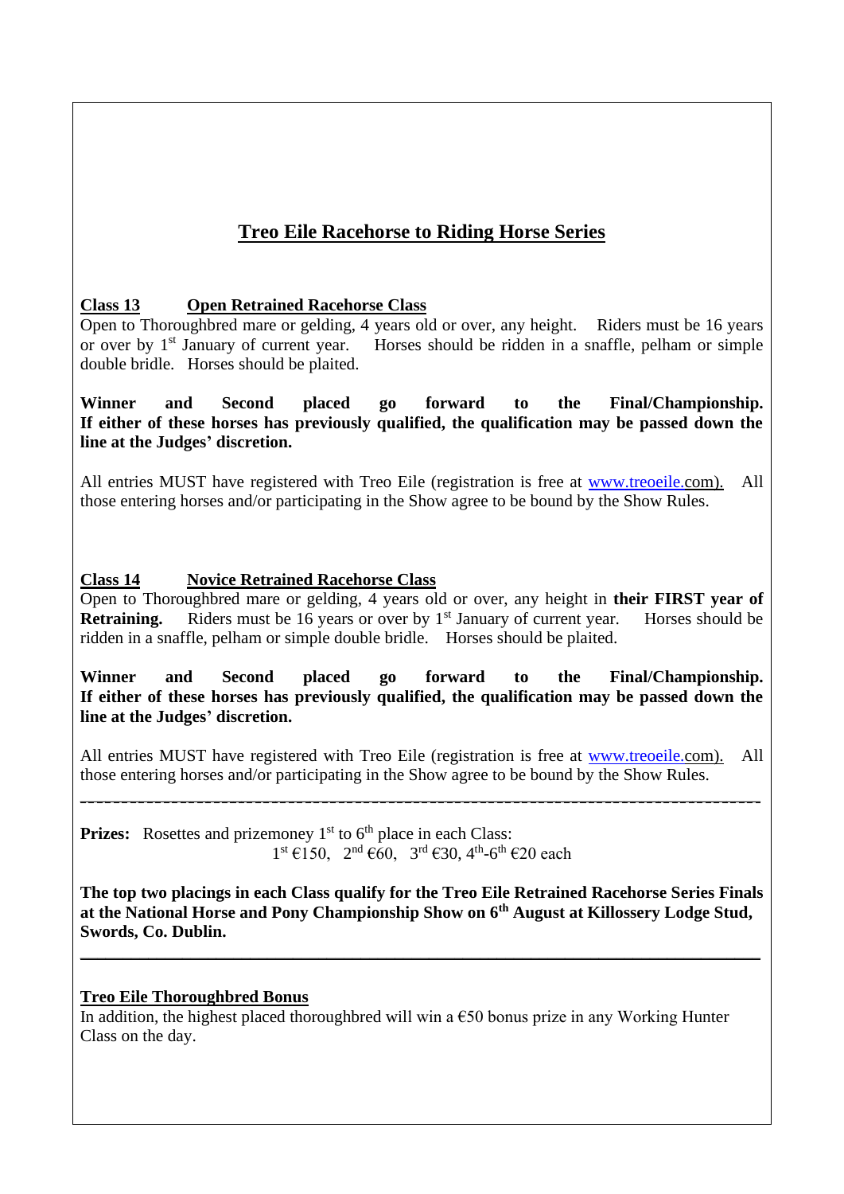# Treo Eile Racehorse to Riding Horse Series

## Class 13 Open Retrained Racehorse Class

Open to Thoroughbred mare or gelding, 4 years old or over, any height. Riders must be 16 years or over by 1st January of current year. Horses should be ridden in a snaffle, pelham or simple double bridle. Horses should be plaited.

**Winner and Second placed go forward to the Final/Championship. If either of these horses has previously qualified, the qualification may be passed down the line at the Judges' discretion.**

All entries MUST have registered with Treo Eile (registration is free at www.treoeile.com). All those entering horses and/or participating in the Show agree to be bound by the Show Rules.

## Class 14 Novice Retrained Racehorse Class

Open to Thoroughbred mare or gelding, 4 years old or over, any height in **their FIRST year of Retraining.** Riders must be 16 years or over by 1st January of current year. Horses should be ridden in a snaffle, pelham or simple double bridle. Horses should be plaited.

**Winner and Second placed go forward to the Final/Championship. If either of these horses has previously qualified, the qualification may be passed down the line at the Judges' discretion.**

All entries MUST have registered with Treo Eile (registration is free at www.treoeile.com). All those entering horses and/or participating in the Show agree to be bound by the Show Rules.

---

**Prizes:** Rosettes and prizemoney 1st to 6th place in each Class:
1st €150, 2nd €60, 3rd €30, 4th-6th €20 each

**The top two placings in each Class qualify for the Treo Eile Retrained Racehorse Series Finals at the National Horse and Pony Championship Show on 6th August at Killossery Lodge Stud, Swords, Co. Dublin.**

---

## Treo Eile Thoroughbred Bonus

In addition, the highest placed thoroughbred will win a €50 bonus prize in any Working Hunter Class on the day.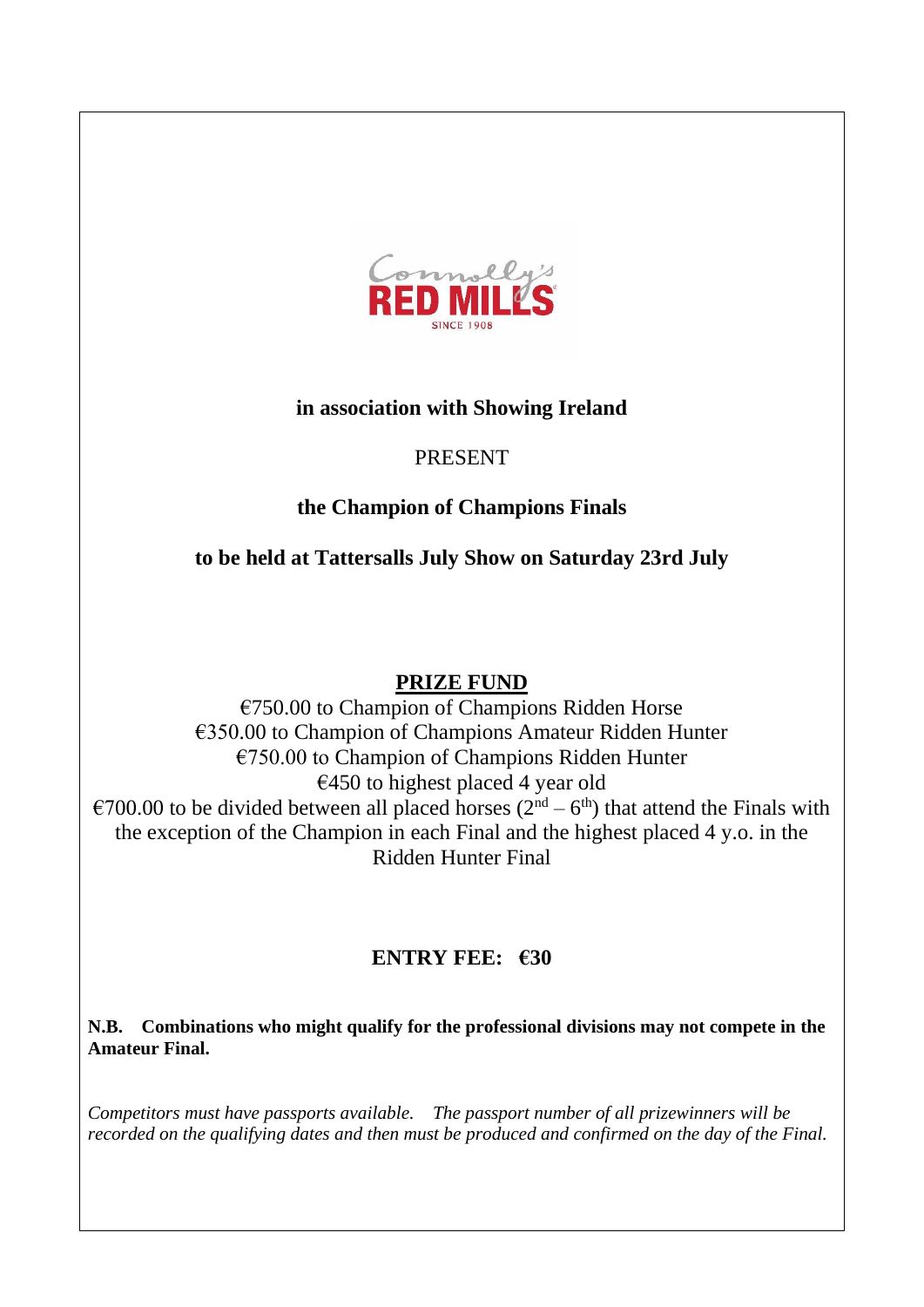**in association with Showing Ireland**

PRESENT

**the Champion of Champions Finals**

**to be held at Tattersalls July Show on Saturday 23rd July**

## PRIZE FUND

€750.00 to Champion of Champions Ridden Horse
€350.00 to Champion of Champions Amateur Ridden Hunter
€750.00 to Champion of Champions Ridden Hunter
€450 to highest placed 4 year old
€700.00 to be divided between all placed horses ($2^{nd}$ – $6^{th}$) that attend the Finals with the exception of the Champion in each Final and the highest placed 4 y.o. in the Ridden Hunter Final

**ENTRY FEE: €30**

**N.B. Combinations who might qualify for the professional divisions may not compete in the Amateur Final.**

*Competitors must have passports available. The passport number of all prizewinners will be recorded on the qualifying dates and then must be produced and confirmed on the day of the Final.*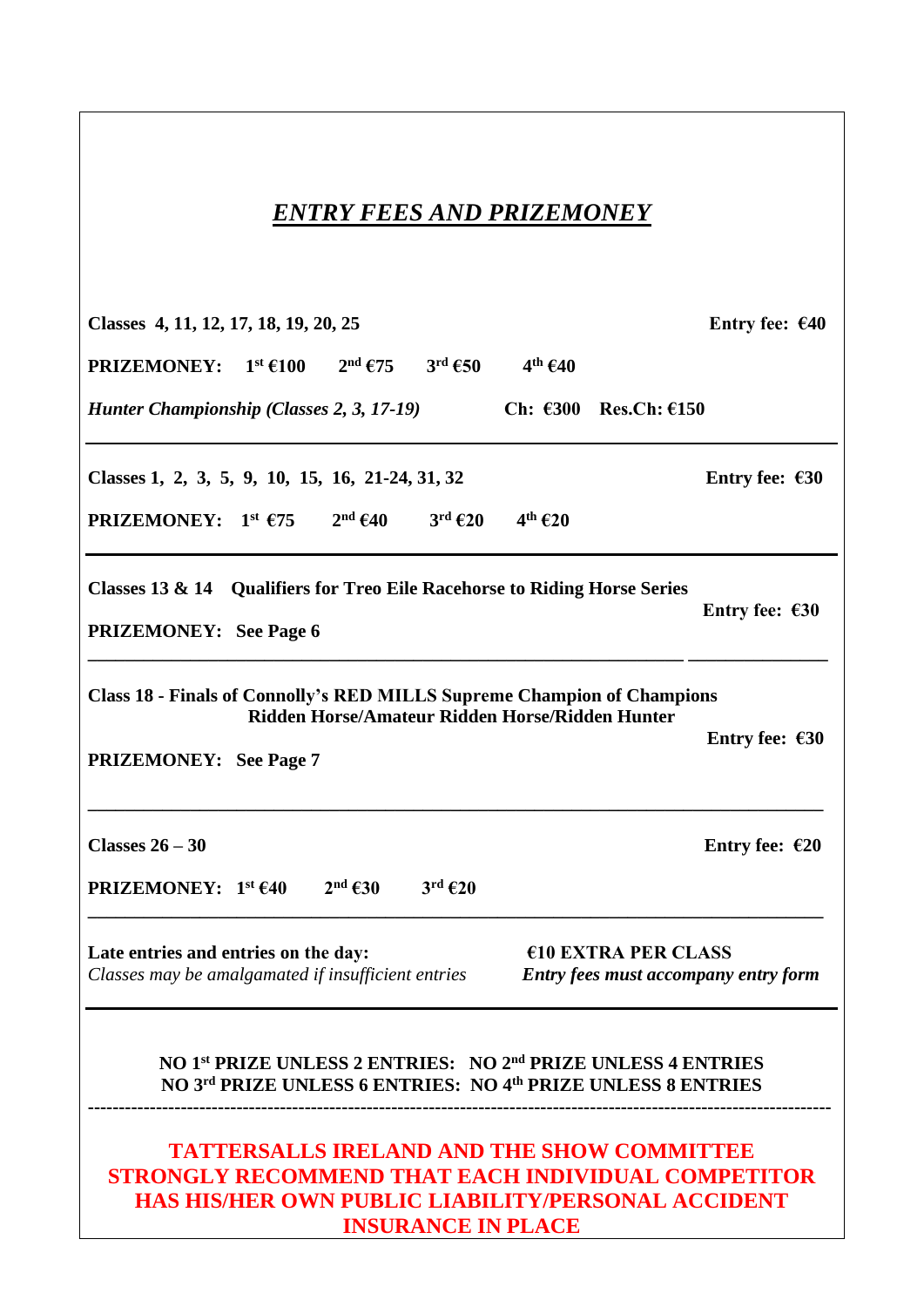## *ENTRY FEES AND PRIZEMONEY*

**Classes 4, 11, 12, 17, 18, 19, 20, 25** **Entry fee: €40**

**PRIZEMONEY: 1st €100 2nd €75 3rd €50 4th €40**

***Hunter Championship (Classes 2, 3, 17-19)*** **Ch: €300 Res.Ch: €150**

---

**Classes 1, 2, 3, 5, 9, 10, 15, 16, 21-24, 31, 32** **Entry fee: €30**

**PRIZEMONEY: 1st €75 2nd €40 3rd €20 4th €20**

---

**Classes 13 & 14 Qualifiers for Treo Eile Racehorse to Riding Horse Series** **Entry fee: €30**

**PRIZEMONEY: See Page 6**

---

**Class 18 - Finals of Connolly's RED MILLS Supreme Champion of Champions Ridden Horse/Amateur Ridden Horse/Ridden Hunter** **Entry fee: €30**

**PRIZEMONEY: See Page 7**

---

**Classes 26 – 30** **Entry fee: €20**

**PRIZEMONEY: 1st €40 2nd €30 3rd €20**

---

**Late entries and entries on the day:** **€10 EXTRA PER CLASS**

*Classes may be amalgamated if insufficient entries* ***Entry fees must accompany entry form***

---

**NO 1st PRIZE UNLESS 2 ENTRIES: NO 2nd PRIZE UNLESS 4 ENTRIES**
**NO 3rd PRIZE UNLESS 6 ENTRIES: NO 4th PRIZE UNLESS 8 ENTRIES**

---

**TATTERSALLS IRELAND AND THE SHOW COMMITTEE STRONGLY RECOMMEND THAT EACH INDIVIDUAL COMPETITOR HAS HIS/HER OWN PUBLIC LIABILITY/PERSONAL ACCIDENT INSURANCE IN PLACE**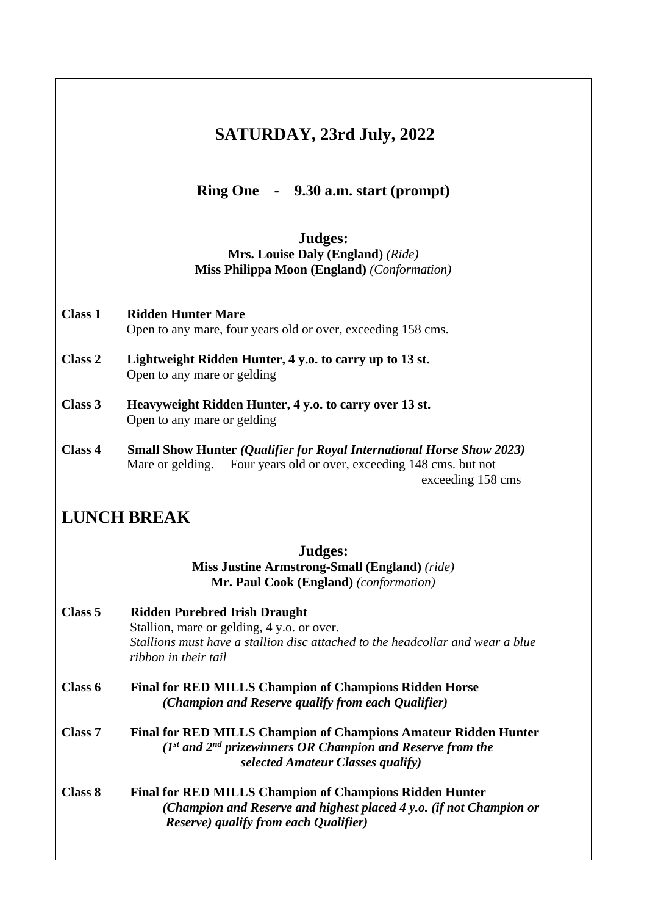## SATURDAY, 23rd July, 2022

### Ring One - 9.30 a.m. start (prompt)

**Judges:**
**Mrs. Louise Daly (England)** *(Ride)*
**Miss Philippa Moon (England)** *(Conformation)*

**Class 1 Ridden Hunter Mare**
Open to any mare, four years old or over, exceeding 158 cms.

**Class 2 Lightweight Ridden Hunter, 4 y.o. to carry up to 13 st.**
Open to any mare or gelding

**Class 3 Heavyweight Ridden Hunter, 4 y.o. to carry over 13 st.**
Open to any mare or gelding

**Class 4 Small Show Hunter *(Qualifier for Royal International Horse Show 2023)***
Mare or gelding. Four years old or over, exceeding 148 cms. but not exceeding 158 cms

## LUNCH BREAK

**Judges:**
**Miss Justine Armstrong-Small (England)** *(ride)*
**Mr. Paul Cook (England)** *(conformation)*

**Class 5 Ridden Purebred Irish Draught**
Stallion, mare or gelding, 4 y.o. or over.
*Stallions must have a stallion disc attached to the headcollar and wear a blue ribbon in their tail*

**Class 6 Final for RED MILLS Champion of Champions Ridden Horse**
***(Champion and Reserve qualify from each Qualifier)***

**Class 7 Final for RED MILLS Champion of Champions Amateur Ridden Hunter**
***(1st and 2nd prizewinners OR Champion and Reserve from the selected Amateur Classes qualify)***

**Class 8 Final for RED MILLS Champion of Champions Ridden Hunter**
***(Champion and Reserve and highest placed 4 y.o. (if not Champion or Reserve) qualify from each Qualifier)***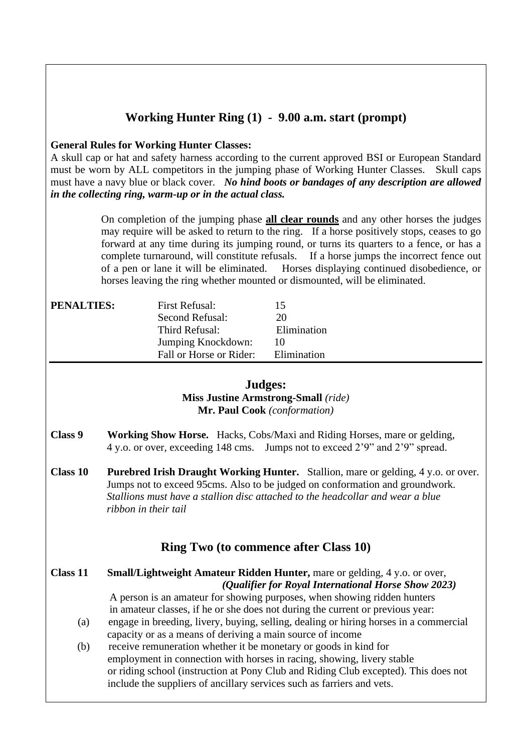## Working Hunter Ring (1) - 9.00 a.m. start (prompt)

**General Rules for Working Hunter Classes:**
A skull cap or hat and safety harness according to the current approved BSI or European Standard must be worn by ALL competitors in the jumping phase of Working Hunter Classes. Skull caps must have a navy blue or black cover. ***No hind boots or bandages of any description are allowed in the collecting ring, warm-up or in the actual class.***

On completion of the jumping phase **all clear rounds** and any other horses the judges may require will be asked to return to the ring. If a horse positively stops, ceases to go forward at any time during its jumping round, or turns its quarters to a fence, or has a complete turnaround, will constitute refusals. If a horse jumps the incorrect fence out of a pen or lane it will be eliminated. Horses displaying continued disobedience, or horses leaving the ring whether mounted or dismounted, will be eliminated.

| **PENALTIES:** | | |
|---|---|---|
| | First Refusal: | 15 |
| | Second Refusal: | 20 |
| | Third Refusal: | Elimination |
| | Jumping Knockdown: | 10 |
| | Fall or Horse or Rider: | Elimination |

### Judges:
**Miss Justine Armstrong-Small** *(ride)*
**Mr. Paul Cook** *(conformation)*

**Class 9** **Working Show Horse.** Hacks, Cobs/Maxi and Riding Horses, mare or gelding, 4 y.o. or over, exceeding 148 cms. Jumps not to exceed 2'9" and 2'9" spread.

**Class 10** **Purebred Irish Draught Working Hunter.** Stallion, mare or gelding, 4 y.o. or over. Jumps not to exceed 95cms. Also to be judged on conformation and groundwork. *Stallions must have a stallion disc attached to the headcollar and wear a blue ribbon in their tail*

## Ring Two (to commence after Class 10)

**Class 11** **Small/Lightweight Amateur Ridden Hunter,** mare or gelding, 4 y.o. or over, ***(Qualifier for Royal International Horse Show 2023)***

A person is an amateur for showing purposes, when showing ridden hunters in amateur classes, if he or she does not during the current or previous year:

(a) engage in breeding, livery, buying, selling, dealing or hiring horses in a commercial capacity or as a means of deriving a main source of income

(b) receive remuneration whether it be monetary or goods in kind for employment in connection with horses in racing, showing, livery stable or riding school (instruction at Pony Club and Riding Club excepted). This does not include the suppliers of ancillary services such as farriers and vets.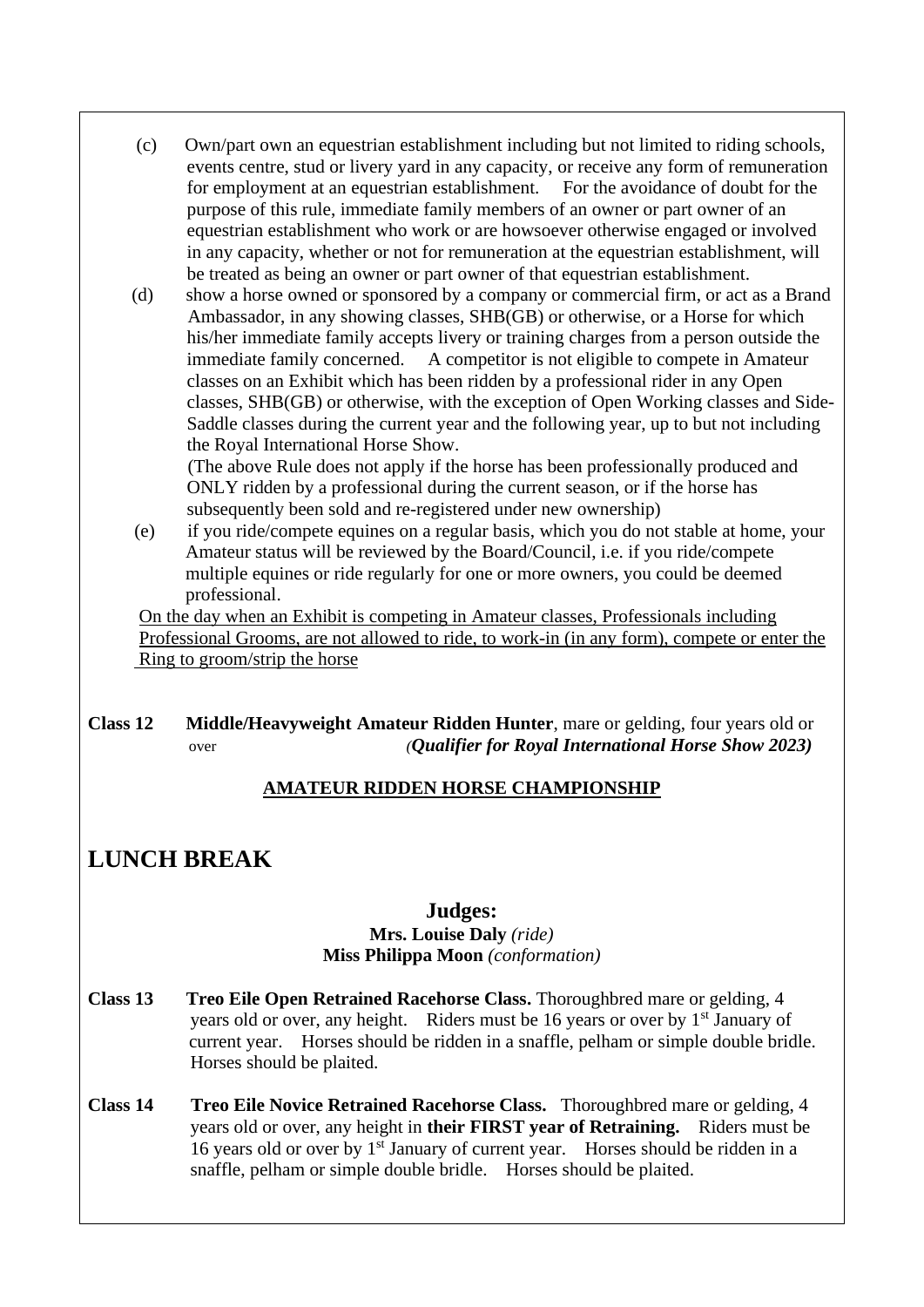(c) Own/part own an equestrian establishment including but not limited to riding schools, events centre, stud or livery yard in any capacity, or receive any form of remuneration for employment at an equestrian establishment. For the avoidance of doubt for the purpose of this rule, immediate family members of an owner or part owner of an equestrian establishment who work or are howsoever otherwise engaged or involved in any capacity, whether or not for remuneration at the equestrian establishment, will be treated as being an owner or part owner of that equestrian establishment.

(d) show a horse owned or sponsored by a company or commercial firm, or act as a Brand Ambassador, in any showing classes, SHB(GB) or otherwise, or a Horse for which his/her immediate family accepts livery or training charges from a person outside the immediate family concerned. A competitor is not eligible to compete in Amateur classes on an Exhibit which has been ridden by a professional rider in any Open classes, SHB(GB) or otherwise, with the exception of Open Working classes and Side-Saddle classes during the current year and the following year, up to but not including the Royal International Horse Show.
(The above Rule does not apply if the horse has been professionally produced and ONLY ridden by a professional during the current season, or if the horse has subsequently been sold and re-registered under new ownership)

(e) if you ride/compete equines on a regular basis, which you do not stable at home, your Amateur status will be reviewed by the Board/Council, i.e. if you ride/compete multiple equines or ride regularly for one or more owners, you could be deemed professional.

<u>On the day when an Exhibit is competing in Amateur classes, Professionals including Professional Grooms, are not allowed to ride, to work-in (in any form), compete or enter the Ring to groom/strip the horse</u>

**Class 12** **Middle/Heavyweight Amateur Ridden Hunter**, mare or gelding, four years old or over *(**Qualifier for Royal International Horse Show 2023)***

**<u>AMATEUR RIDDEN HORSE CHAMPIONSHIP</u>**

# LUNCH BREAK

**Judges:**
**Mrs. Louise Daly** *(ride)*
**Miss Philippa Moon** *(conformation)*

**Class 13** **Treo Eile Open Retrained Racehorse Class.** Thoroughbred mare or gelding, 4 years old or over, any height. Riders must be 16 years or over by 1st January of current year. Horses should be ridden in a snaffle, pelham or simple double bridle. Horses should be plaited.

**Class 14** **Treo Eile Novice Retrained Racehorse Class.** Thoroughbred mare or gelding, 4 years old or over, any height in **their FIRST year of Retraining.** Riders must be 16 years old or over by 1st January of current year. Horses should be ridden in a snaffle, pelham or simple double bridle. Horses should be plaited.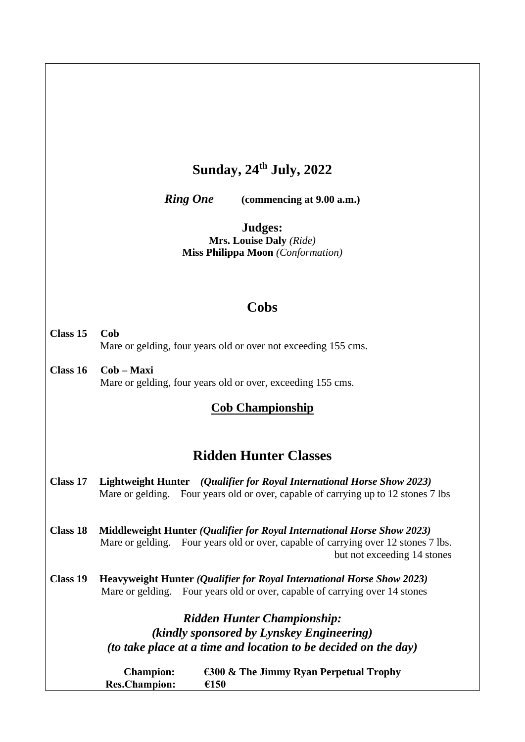# Sunday, 24th July, 2022

***Ring One*** **(commencing at 9.00 a.m.)**

**Judges:**
**Mrs. Louise Daly** *(Ride)*
**Miss Philippa Moon** *(Conformation)*

## Cobs

**Class 15 Cob**
Mare or gelding, four years old or over not exceeding 155 cms.

**Class 16 Cob – Maxi**
Mare or gelding, four years old or over, exceeding 155 cms.

**Cob Championship**

## Ridden Hunter Classes

**Class 17 Lightweight Hunter** ***(Qualifier for Royal International Horse Show 2023)***
Mare or gelding. Four years old or over, capable of carrying up to 12 stones 7 lbs

**Class 18 Middleweight Hunter** ***(Qualifier for Royal International Horse Show 2023)***
Mare or gelding. Four years old or over, capable of carrying over 12 stones 7 lbs. but not exceeding 14 stones

**Class 19 Heavyweight Hunter** ***(Qualifier for Royal International Horse Show 2023)***
Mare or gelding. Four years old or over, capable of carrying over 14 stones

***Ridden Hunter Championship:***
***(kindly sponsored by Lynskey Engineering)***
***(to take place at a time and location to be decided on the day)***

**Champion:** **€300 & The Jimmy Ryan Perpetual Trophy**
**Res.Champion:** **€150**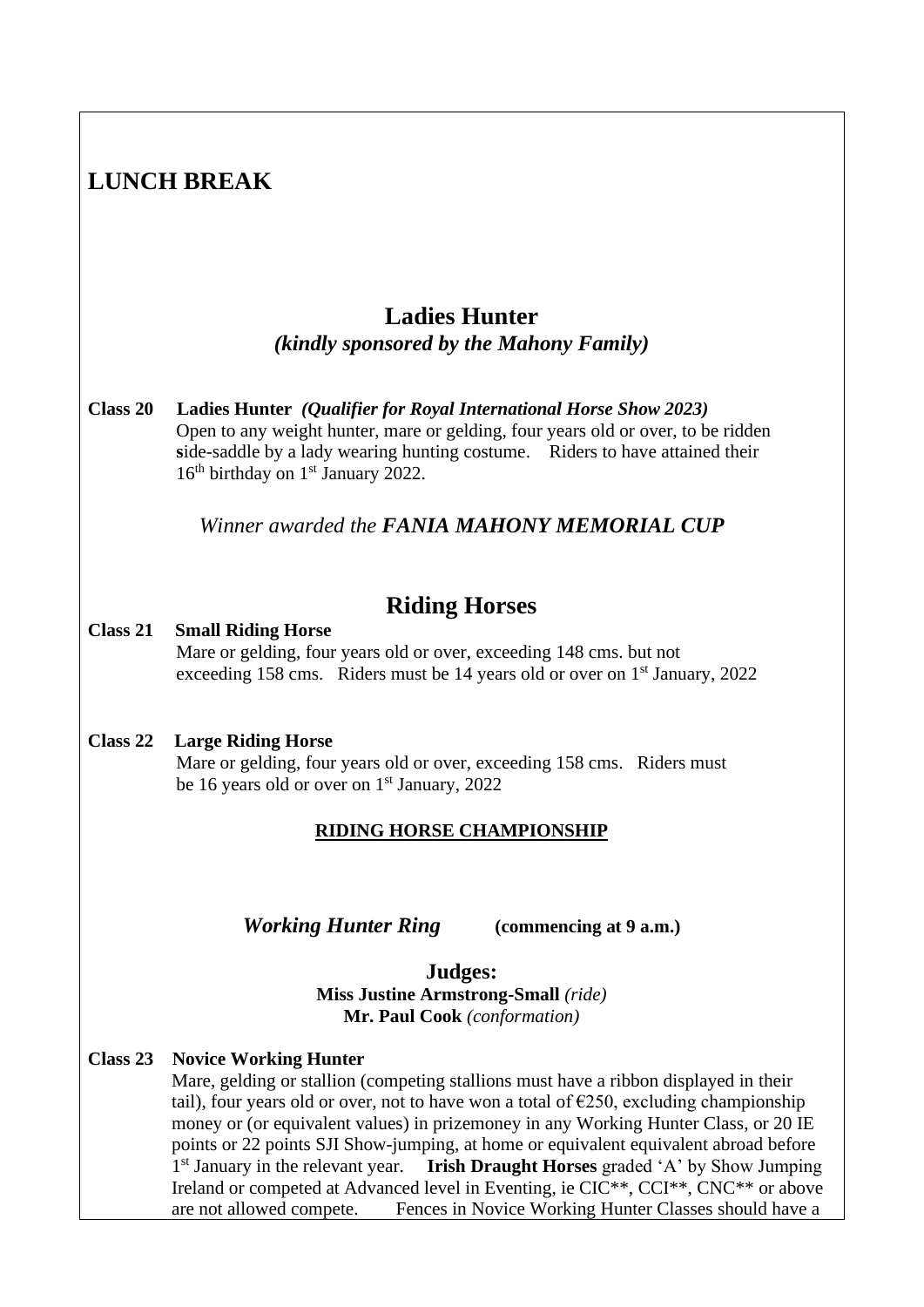# LUNCH BREAK

## Ladies Hunter

*(kindly sponsored by the Mahony Family)*

**Class 20 Ladies Hunter** ***(Qualifier for Royal International Horse Show 2023)***
Open to any weight hunter, mare or gelding, four years old or over, to be ridden **s**ide-saddle by a lady wearing hunting costume. Riders to have attained their 16th birthday on 1st January 2022.

*Winner awarded the **FANIA MAHONY MEMORIAL CUP***

## Riding Horses

**Class 21 Small Riding Horse**
Mare or gelding, four years old or over, exceeding 148 cms. but not exceeding 158 cms. Riders must be 14 years old or over on 1st January, 2022

**Class 22 Large Riding Horse**
Mare or gelding, four years old or over, exceeding 158 cms. Riders must be 16 years old or over on 1st January, 2022

**RIDING HORSE CHAMPIONSHIP**

***Working Hunter Ring*** **(commencing at 9 a.m.)**

**Judges:**
**Miss Justine Armstrong-Small** *(ride)*
**Mr. Paul Cook** *(conformation)*

**Class 23 Novice Working Hunter**
Mare, gelding or stallion (competing stallions must have a ribbon displayed in their tail), four years old or over, not to have won a total of €250, excluding championship money or (or equivalent values) in prizemoney in any Working Hunter Class, or 20 IE points or 22 points SJI Show-jumping, at home or equivalent equivalent abroad before 1st January in the relevant year. **Irish Draught Horses** graded 'A' by Show Jumping Ireland or competed at Advanced level in Eventing, ie CIC**, CCI**, CNC** or above are not allowed compete. Fences in Novice Working Hunter Classes should have a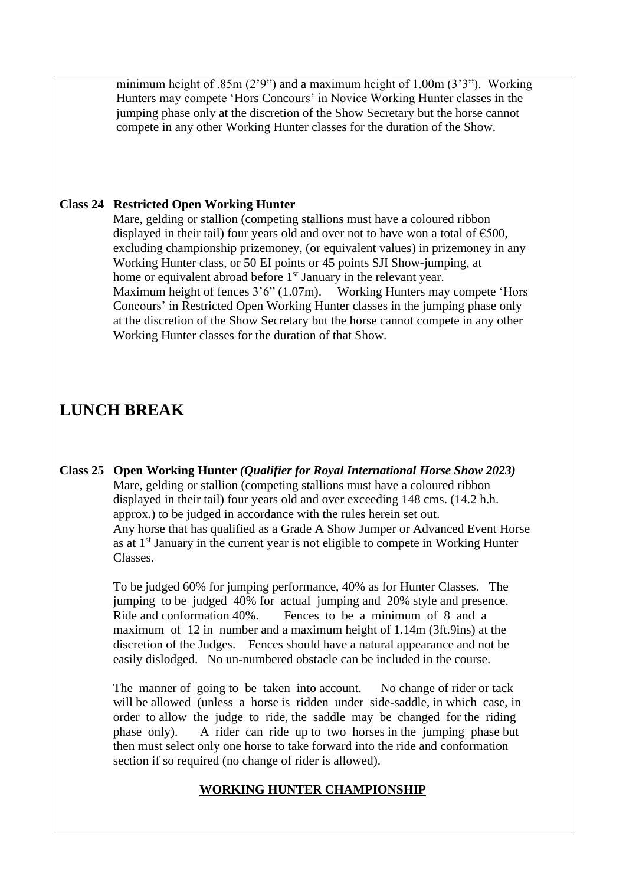minimum height of .85m (2'9") and a maximum height of 1.00m (3'3"). Working Hunters may compete 'Hors Concours' in Novice Working Hunter classes in the jumping phase only at the discretion of the Show Secretary but the horse cannot compete in any other Working Hunter classes for the duration of the Show.

**Class 24 Restricted Open Working Hunter**

Mare, gelding or stallion (competing stallions must have a coloured ribbon displayed in their tail) four years old and over not to have won a total of €500, excluding championship prizemoney, (or equivalent values) in prizemoney in any Working Hunter class, or 50 EI points or 45 points SJI Show-jumping, at home or equivalent abroad before 1st January in the relevant year. Maximum height of fences 3'6" (1.07m). Working Hunters may compete 'Hors Concours' in Restricted Open Working Hunter classes in the jumping phase only at the discretion of the Show Secretary but the horse cannot compete in any other Working Hunter classes for the duration of that Show.

# LUNCH BREAK

**Class 25 Open Working Hunter** ***(Qualifier for Royal International Horse Show 2023)***

Mare, gelding or stallion (competing stallions must have a coloured ribbon displayed in their tail) four years old and over exceeding 148 cms. (14.2 h.h. approx.) to be judged in accordance with the rules herein set out. Any horse that has qualified as a Grade A Show Jumper or Advanced Event Horse as at 1st January in the current year is not eligible to compete in Working Hunter Classes.

To be judged 60% for jumping performance, 40% as for Hunter Classes. The jumping to be judged 40% for actual jumping and 20% style and presence. Ride and conformation 40%. Fences to be a minimum of 8 and a maximum of 12 in number and a maximum height of 1.14m (3ft.9ins) at the discretion of the Judges. Fences should have a natural appearance and not be easily dislodged. No un-numbered obstacle can be included in the course.

The manner of going to be taken into account. No change of rider or tack will be allowed (unless a horse is ridden under side-saddle, in which case, in order to allow the judge to ride, the saddle may be changed for the riding phase only). A rider can ride up to two horses in the jumping phase but then must select only one horse to take forward into the ride and conformation section if so required (no change of rider is allowed).

**WORKING HUNTER CHAMPIONSHIP**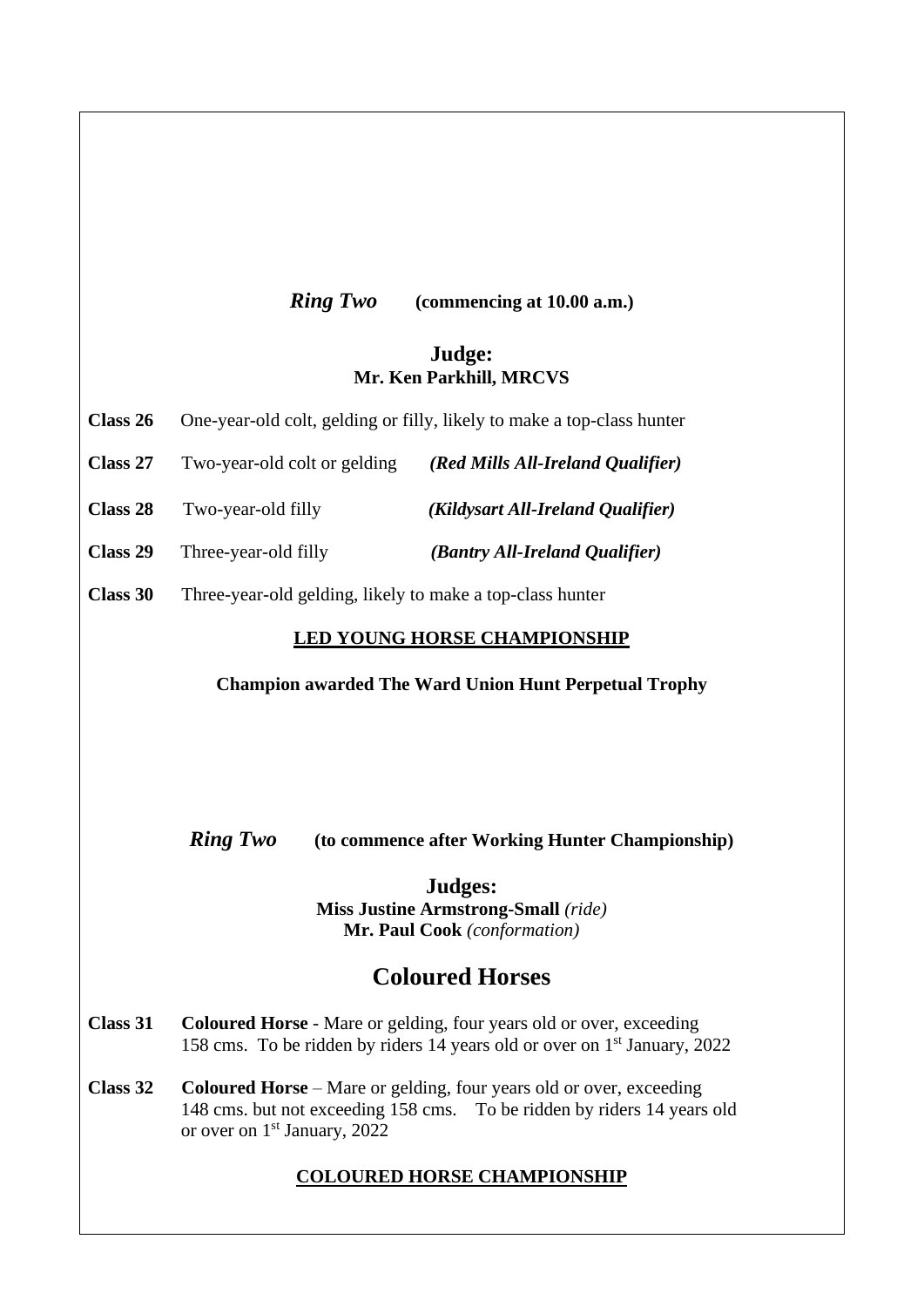## *Ring Two* **(commencing at 10.00 a.m.)**

**Judge:**
**Mr. Ken Parkhill, MRCVS**

**Class 26** One-year-old colt, gelding or filly, likely to make a top-class hunter

**Class 27** Two-year-old colt or gelding ***(Red Mills All-Ireland Qualifier)***

**Class 28** Two-year-old filly ***(Kildysart All-Ireland Qualifier)***

**Class 29** Three-year-old filly ***(Bantry All-Ireland Qualifier)***

**Class 30** Three-year-old gelding, likely to make a top-class hunter

**LED YOUNG HORSE CHAMPIONSHIP**

**Champion awarded The Ward Union Hunt Perpetual Trophy**

## *Ring Two* **(to commence after Working Hunter Championship)**

**Judges:**
**Miss Justine Armstrong-Small** *(ride)*
**Mr. Paul Cook** *(conformation)*

# Coloured Horses

**Class 31** **Coloured Horse** - Mare or gelding, four years old or over, exceeding 158 cms. To be ridden by riders 14 years old or over on 1st January, 2022

**Class 32** **Coloured Horse** – Mare or gelding, four years old or over, exceeding 148 cms. but not exceeding 158 cms. To be ridden by riders 14 years old or over on 1st January, 2022

**COLOURED HORSE CHAMPIONSHIP**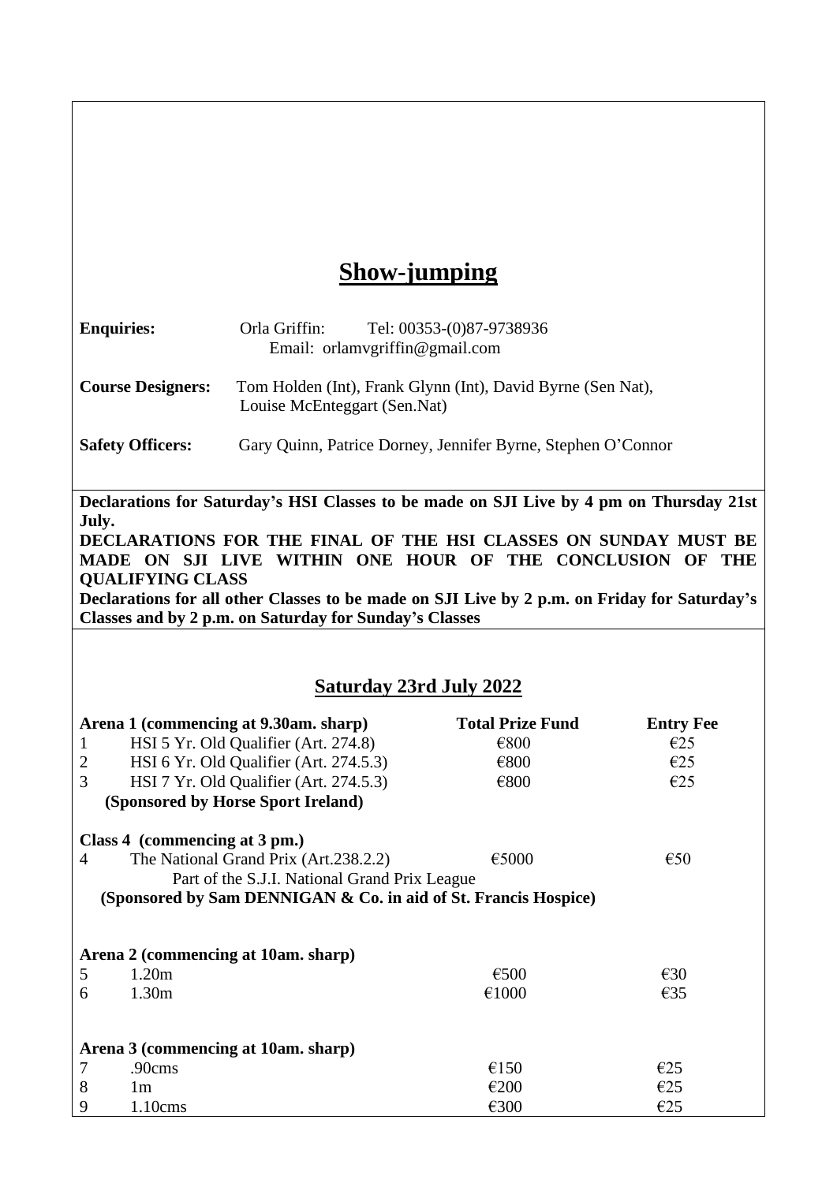# Show-jumping

**Enquiries:** Orla Griffin: Tel: 00353-(0)87-9738936
Email: orlamvgriffin@gmail.com

**Course Designers:** Tom Holden (Int), Frank Glynn (Int), David Byrne (Sen Nat), Louise McEnteggart (Sen.Nat)

**Safety Officers:** Gary Quinn, Patrice Dorney, Jennifer Byrne, Stephen O'Connor

**Declarations for Saturday's HSI Classes to be made on SJI Live by 4 pm on Thursday 21st July.**
**DECLARATIONS FOR THE FINAL OF THE HSI CLASSES ON SUNDAY MUST BE MADE ON SJI LIVE WITHIN ONE HOUR OF THE CONCLUSION OF THE QUALIFYING CLASS**
**Declarations for all other Classes to be made on SJI Live by 2 p.m. on Friday for Saturday's Classes and by 2 p.m. on Saturday for Sunday's Classes**

## Saturday 23rd July 2022

| **Arena 1 (commencing at 9.30am. sharp)** | | **Total Prize Fund** | **Entry Fee** |
|---|---|---|---|
| 1 | HSI 5 Yr. Old Qualifier (Art. 274.8) | €800 | €25 |
| 2 | HSI 6 Yr. Old Qualifier (Art. 274.5.3) | €800 | €25 |
| 3 | HSI 7 Yr. Old Qualifier (Art. 274.5.3) | €800 | €25 |
| | **(Sponsored by Horse Sport Ireland)** | | |
| **Class 4 (commencing at 3 pm.)** | | | |
| 4 | The National Grand Prix (Art.238.2.2)<br>Part of the S.J.I. National Grand Prix League<br>**(Sponsored by Sam DENNIGAN & Co. in aid of St. Francis Hospice)** | €5000 | €50 |
| **Arena 2 (commencing at 10am. sharp)** | | | |
| 5 | 1.20m | €500 | €30 |
| 6 | 1.30m | €1000 | €35 |
| **Arena 3 (commencing at 10am. sharp)** | | | |
| 7 | .90cms | €150 | €25 |
| 8 | 1m | €200 | €25 |
| 9 | 1.10cms | €300 | €25 |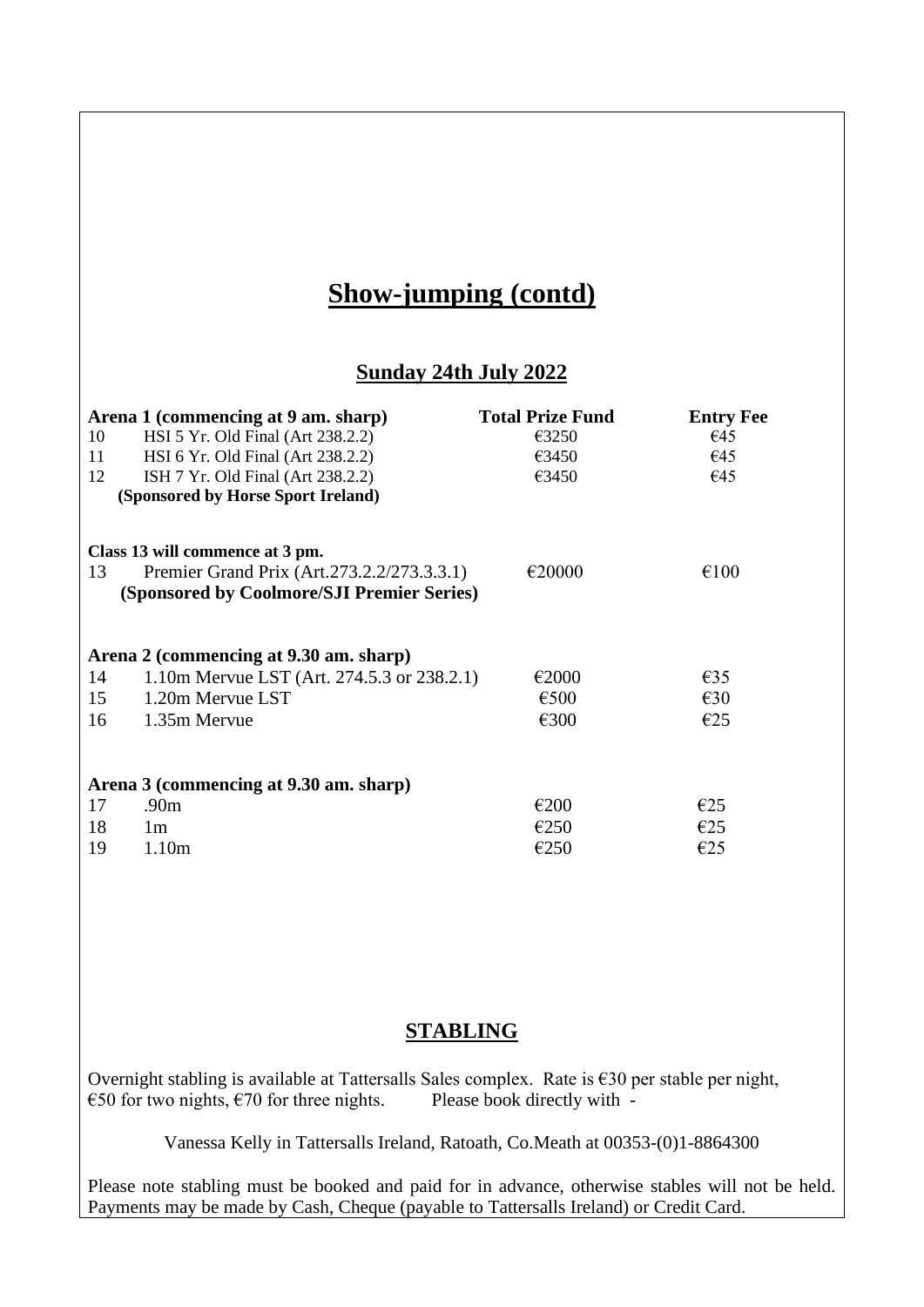# Show-jumping (contd)

## Sunday 24th July 2022

| | **Arena 1 (commencing at 9 am. sharp)** | **Total Prize Fund** | **Entry Fee** |
|---|---|---|---|
| 10 | HSI 5 Yr. Old Final (Art 238.2.2) | €3250 | €45 |
| 11 | HSI 6 Yr. Old Final (Art 238.2.2) | €3450 | €45 |
| 12 | ISH 7 Yr. Old Final (Art 238.2.2) | €3450 | €45 |
| | **(Sponsored by Horse Sport Ireland)** | | |
| | **Class 13 will commence at 3 pm.** | | |
| 13 | Premier Grand Prix (Art.273.2.2/273.3.3.1) | €20000 | €100 |
| | **(Sponsored by Coolmore/SJI Premier Series)** | | |
| | **Arena 2 (commencing at 9.30 am. sharp)** | | |
| 14 | 1.10m Mervue LST (Art. 274.5.3 or 238.2.1) | €2000 | €35 |
| 15 | 1.20m Mervue LST | €500 | €30 |
| 16 | 1.35m Mervue | €300 | €25 |
| | **Arena 3 (commencing at 9.30 am. sharp)** | | |
| 17 | .90m | €200 | €25 |
| 18 | 1m | €250 | €25 |
| 19 | 1.10m | €250 | €25 |

## STABLING

Overnight stabling is available at Tattersalls Sales complex. Rate is €30 per stable per night, €50 for two nights, €70 for three nights. Please book directly with -

Vanessa Kelly in Tattersalls Ireland, Ratoath, Co.Meath at 00353-(0)1-8864300

Please note stabling must be booked and paid for in advance, otherwise stables will not be held. Payments may be made by Cash, Cheque (payable to Tattersalls Ireland) or Credit Card.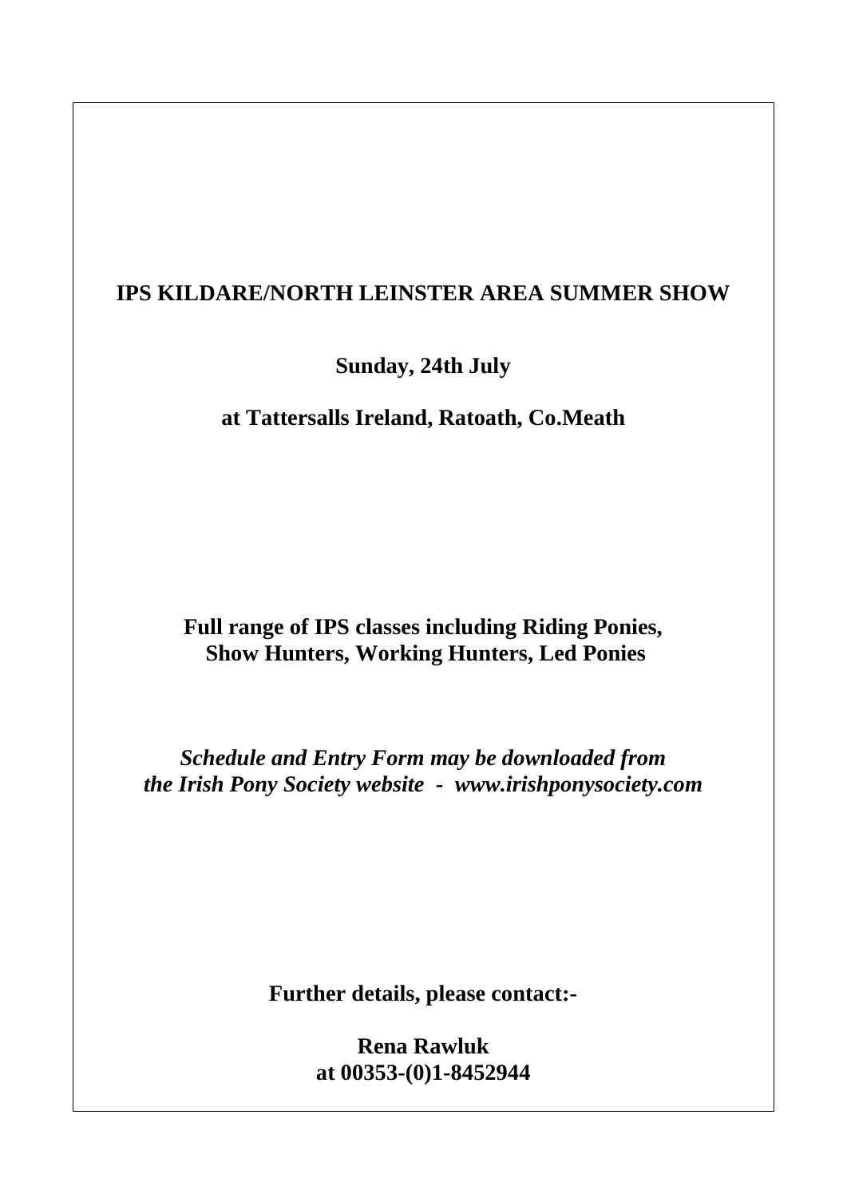**IPS KILDARE/NORTH LEINSTER AREA SUMMER SHOW**

**Sunday, 24th July**

**at Tattersalls Ireland, Ratoath, Co.Meath**

**Full range of IPS classes including Riding Ponies, Show Hunters, Working Hunters, Led Ponies**

***Schedule and Entry Form may be downloaded from the Irish Pony Society website - www.irishponysociety.com***

**Further details, please contact:-**

**Rena Rawluk**
**at 00353-(0)1-8452944**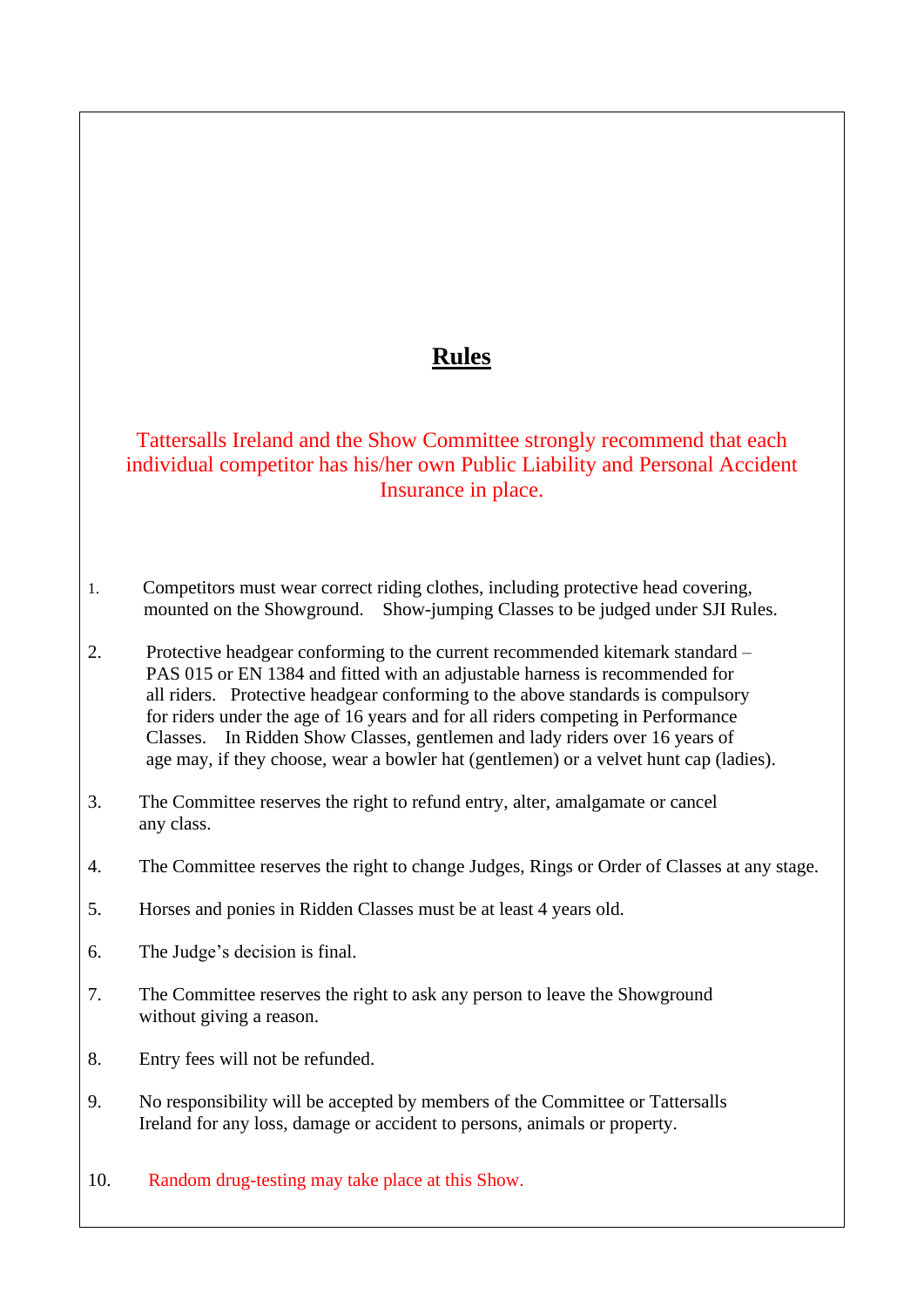# Rules

Tattersalls Ireland and the Show Committee strongly recommend that each individual competitor has his/her own Public Liability and Personal Accident Insurance in place.

1. Competitors must wear correct riding clothes, including protective head covering, mounted on the Showground. Show-jumping Classes to be judged under SJI Rules.

2. Protective headgear conforming to the current recommended kitemark standard – PAS 015 or EN 1384 and fitted with an adjustable harness is recommended for all riders. Protective headgear conforming to the above standards is compulsory for riders under the age of 16 years and for all riders competing in Performance Classes. In Ridden Show Classes, gentlemen and lady riders over 16 years of age may, if they choose, wear a bowler hat (gentlemen) or a velvet hunt cap (ladies).

3. The Committee reserves the right to refund entry, alter, amalgamate or cancel any class.

4. The Committee reserves the right to change Judges, Rings or Order of Classes at any stage.

5. Horses and ponies in Ridden Classes must be at least 4 years old.

6. The Judge's decision is final.

7. The Committee reserves the right to ask any person to leave the Showground without giving a reason.

8. Entry fees will not be refunded.

9. No responsibility will be accepted by members of the Committee or Tattersalls Ireland for any loss, damage or accident to persons, animals or property.

10. Random drug-testing may take place at this Show.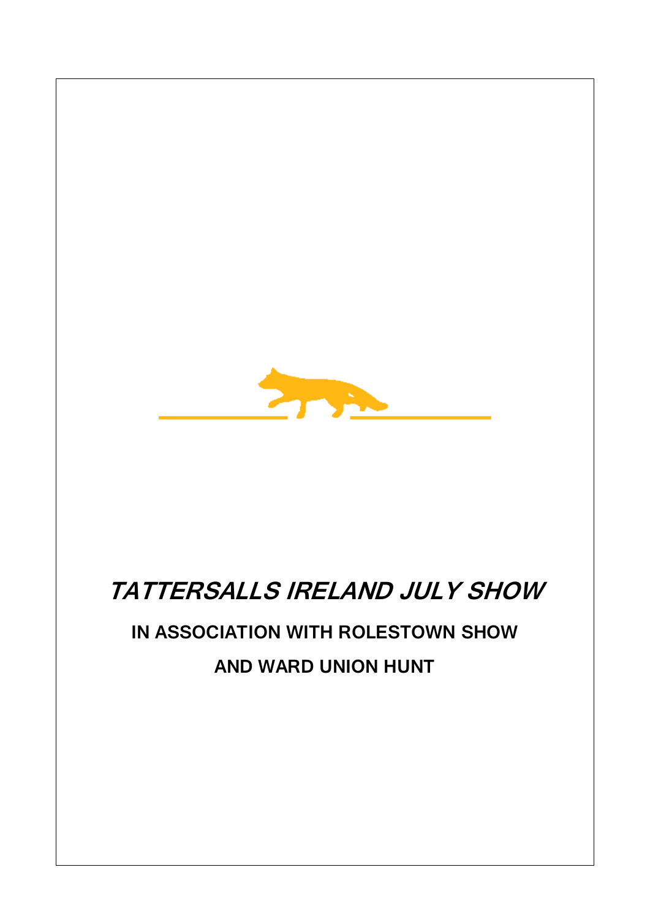# *TATTERSALLS IRELAND JULY SHOW*

## IN ASSOCIATION WITH ROLESTOWN SHOW AND WARD UNION HUNT